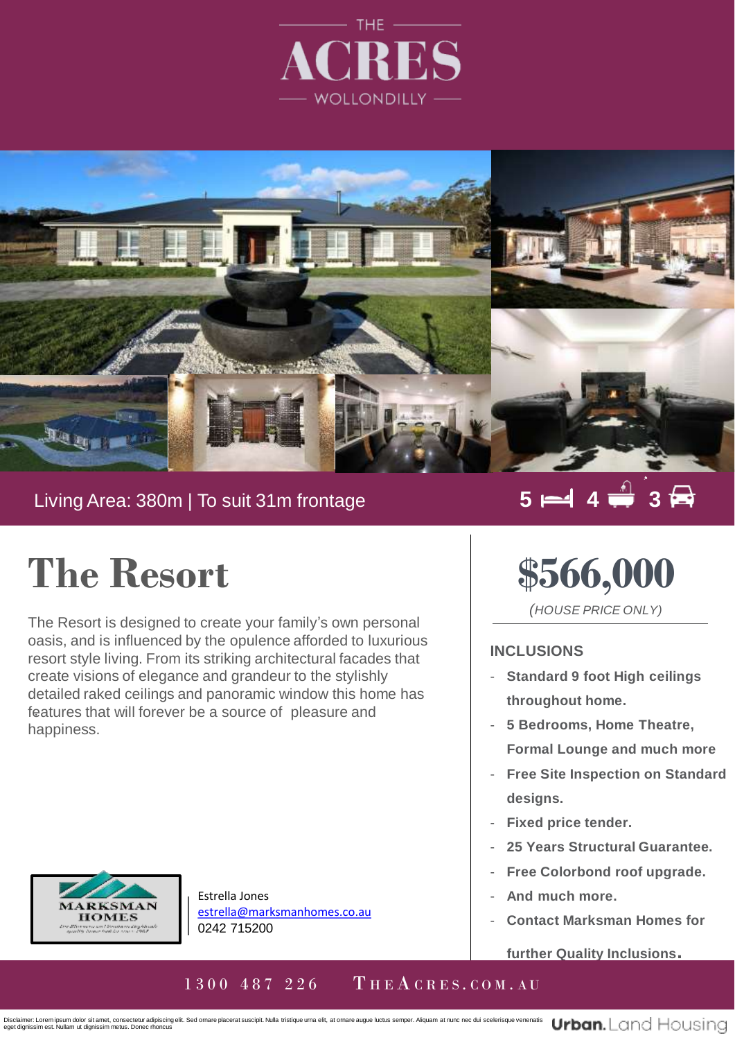THE

# ACRES

WOLLONDILLY

Living Area: 380m | To suit 31m frontage

5 Bed | 4 Bath | 3 Car

# The Resort

The Resort is designed to create your family's own personal oasis, and is influenced by the opulence afforded to luxurious resort style living. From its striking architectural facades that create visions of elegance and grandeur to the stylishly detailed raked ceilings and panoramic window this home has features that will forever be a source of pleasure and happiness.

# $566,000

*(HOUSE PRICE ONLY)*

## INCLUSIONS

- **Standard 9 foot High ceilings throughout home.**
- **5 Bedrooms, Home Theatre, Formal Lounge and much more**
- **Free Site Inspection on Standard designs.**
- **Fixed price tender.**
- **25 Years Structural Guarantee.**
- **Free Colorbond roof upgrade.**
- **And much more.**
- **Contact Marksman Homes for further Quality Inclusions.**

MARKSMAN HOMES

Estrella Jones
estrella@marksmanhomes.co.au
0242 715200

1300 487 226 THEACRES.COM.AU

Disclaimer: Lorem ipsum dolor sit amet, consectetur adipiscing elit. Sed ornare placerat suscipit. Nulla tristique urna elit, at ornare augue luctus semper. Aliquam at nunc nec dui scelerisque venenatis eget dignissim est. Nullam ut dignissim metus. Donec rhoncus

Urban. Land Housing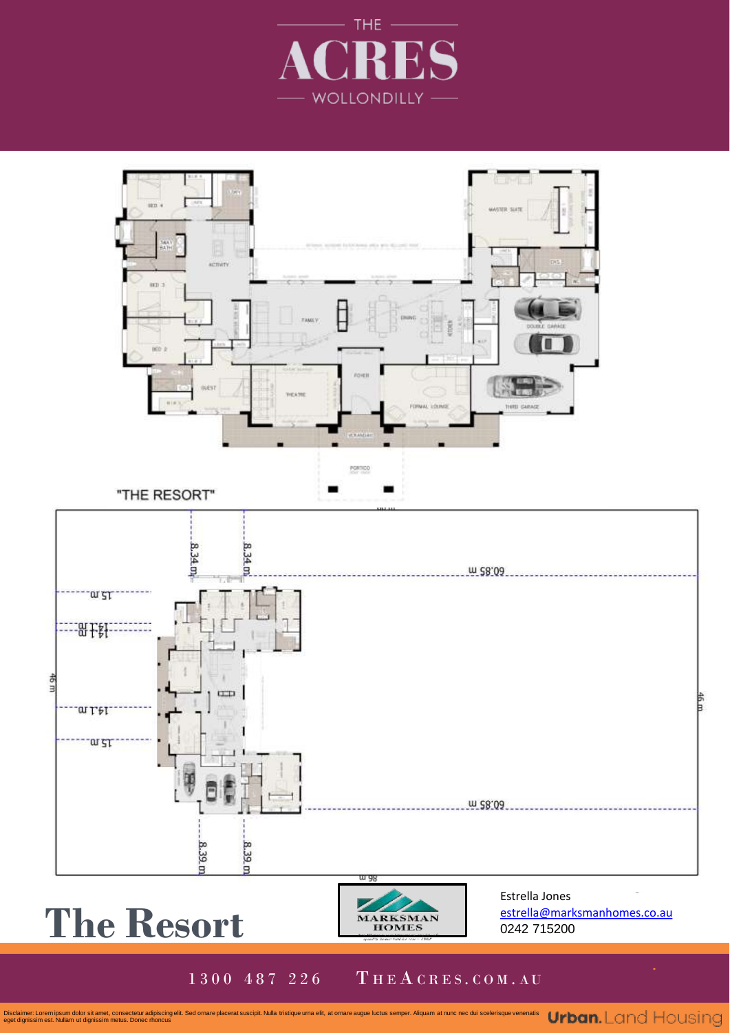THE

# ACRES

WOLLONDILLY

"THE RESORT"

MASTER SUITE

ENS

DOUBLE GARAGE

THIRD GARAGE

BED 4

BED 3

BED 2

ACTIVITY

FAMILY

DINING

KITCHEN

FOYER

GUEST

THEATRE

FORMAL LOUNGE

VERANDAH

PORTICO

8.34 m

8.34 m

60.85 m

15 m

14.1 m

14.1 m

46 m

46 m

14.1 m

15 m

60.85 m

8.39 m

8.39 m

86 m

# The Resort

MARKSMAN HOMES

Estrella Jones
estrella@marksmanhomes.co.au
0242 715200

1300 487 226 THEACRES.COM.AU

Disclaimer: Lorem ipsum dolor sit amet, consectetur adipiscing elit. Sed ornare placerat suscipit. Nulla tristique urna elit, at ornare augue luctus semper. Aliquam at nunc nec dui scelerisque venenatis eget dignissim est. Nullam ut dignissim metus. Donec rhoncus

Urban. Land Housing